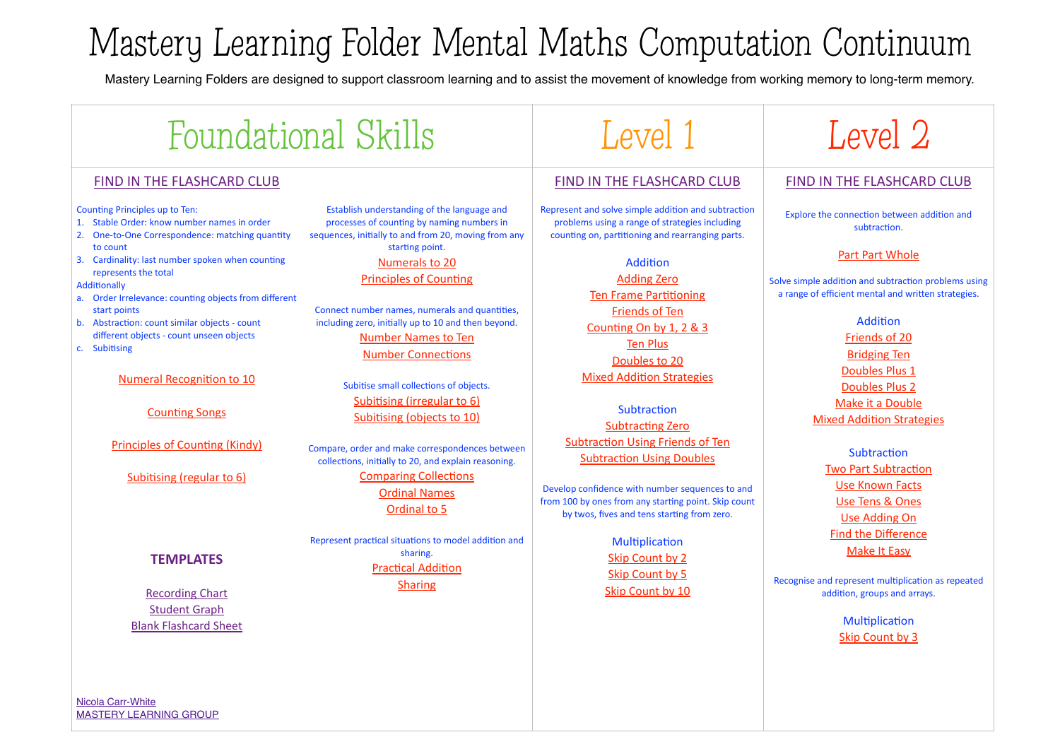# Mastery Learning Folder Mental Maths Computation Continuum

Mastery Learning Folders are designed to support classroom learning and to assist the movement of knowledge from working memory to long-term memory.

## Foundational Skills

FIND IN THE FLASHCARD CLUB

Counting Principles up to Ten:

1. Stable Order: know number names in order
2. One-to-One Correspondence: matching quantity to count
3. Cardinality: last number spoken when counting represents the total

Additionally

a. Order Irrelevance: counting objects from different start points
b. Abstraction: count similar objects - count different objects - count unseen objects
c. Subitising

Numeral Recognition to 10

Counting Songs

Principles of Counting (Kindy)

Subitising (regular to 6)

### TEMPLATES

Recording Chart
Student Graph
Blank Flashcard Sheet

Establish understanding of the language and processes of counting by naming numbers in sequences, initially to and from 20, moving from any starting point.

Numerals to 20
Principles of Counting

Connect number names, numerals and quantities, including zero, initially up to 10 and then beyond.

Number Names to Ten
Number Connections

Subitise small collections of objects.

Subitising (irregular to 6)
Subitising (objects to 10)

Compare, order and make correspondences between collections, initially to 20, and explain reasoning.

Comparing Collections
Ordinal Names
Ordinal to 5

Represent practical situations to model addition and sharing.

Practical Addition
Sharing

Nicola Carr-White
MASTERY LEARNING GROUP

## Level 1

FIND IN THE FLASHCARD CLUB

Represent and solve simple addition and subtraction problems using a range of strategies including counting on, partitioning and rearranging parts.

### Addition

Adding Zero
Ten Frame Partitioning
Friends of Ten
Counting On by 1, 2 & 3
Ten Plus
Doubles to 20
Mixed Addition Strategies

### Subtraction

Subtracting Zero
Subtraction Using Friends of Ten
Subtraction Using Doubles

Develop confidence with number sequences to and from 100 by ones from any starting point. Skip count by twos, fives and tens starting from zero.

### Multiplication

Skip Count by 2
Skip Count by 5
Skip Count by 10

## Level 2

FIND IN THE FLASHCARD CLUB

Explore the connection between addition and subtraction.

Part Part Whole

Solve simple addition and subtraction problems using a range of efficient mental and written strategies.

### Addition

Friends of 20
Bridging Ten
Doubles Plus 1
Doubles Plus 2
Make it a Double
Mixed Addition Strategies

### Subtraction

Two Part Subtraction
Use Known Facts
Use Tens & Ones
Use Adding On
Find the Difference
Make It Easy

Recognise and represent multiplication as repeated addition, groups and arrays.

### Multiplication

Skip Count by 3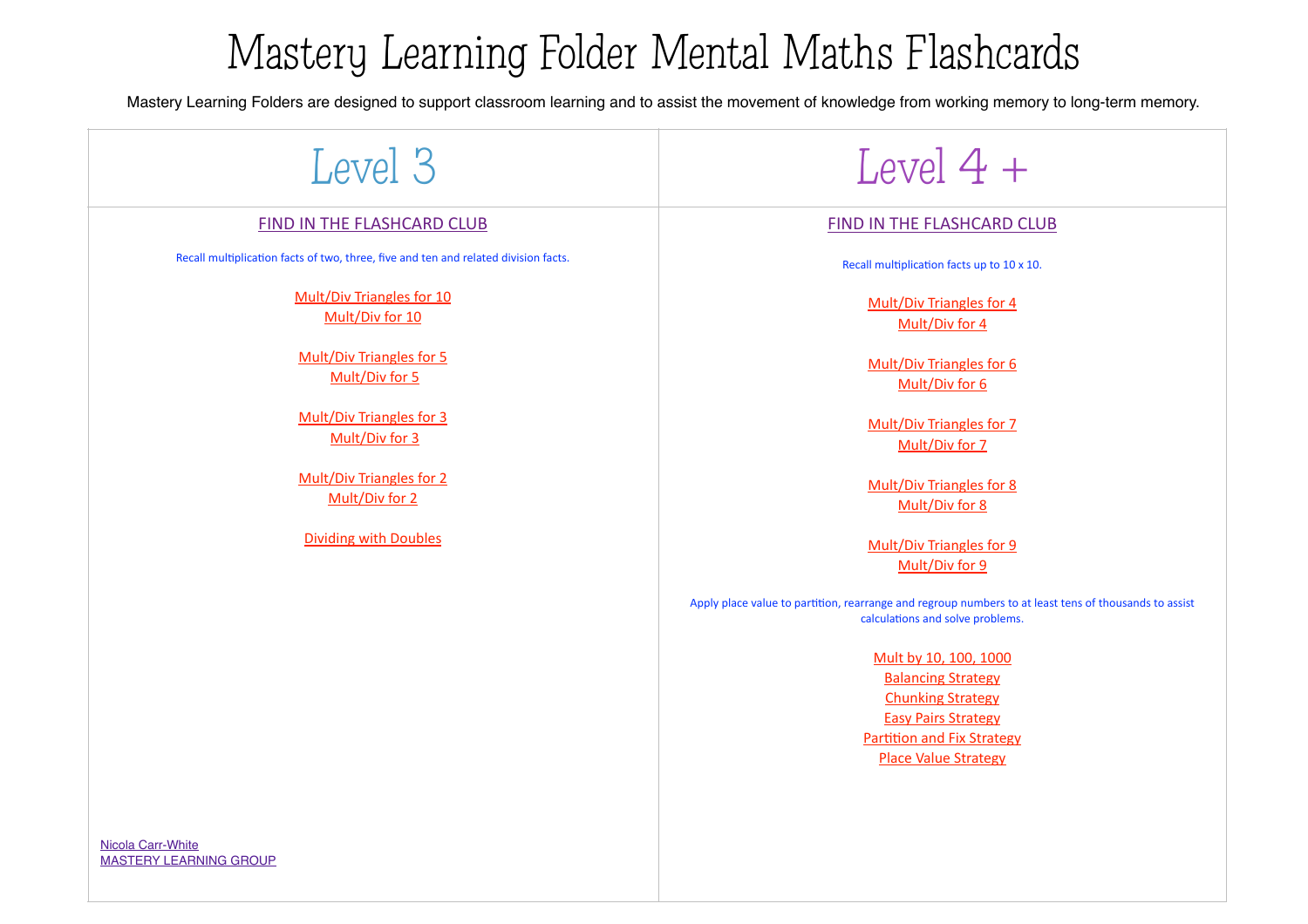# Mastery Learning Folder Mental Maths Flashcards

Mastery Learning Folders are designed to support classroom learning and to assist the movement of knowledge from working memory to long-term memory.

## Level 3

### FIND IN THE FLASHCARD CLUB

Recall multiplication facts of two, three, five and ten and related division facts.

Mult/Div Triangles for 10
Mult/Div for 10

Mult/Div Triangles for 5
Mult/Div for 5

Mult/Div Triangles for 3
Mult/Div for 3

Mult/Div Triangles for 2
Mult/Div for 2

Dividing with Doubles

## Level 4 +

### FIND IN THE FLASHCARD CLUB

Recall multiplication facts up to 10 x 10.

Mult/Div Triangles for 4
Mult/Div for 4

Mult/Div Triangles for 6
Mult/Div for 6

Mult/Div Triangles for 7
Mult/Div for 7

Mult/Div Triangles for 8
Mult/Div for 8

Mult/Div Triangles for 9
Mult/Div for 9

Apply place value to partition, rearrange and regroup numbers to at least tens of thousands to assist calculations and solve problems.

Mult by 10, 100, 1000
Balancing Strategy
Chunking Strategy
Easy Pairs Strategy
Partition and Fix Strategy
Place Value Strategy

Nicola Carr-White
MASTERY LEARNING GROUP